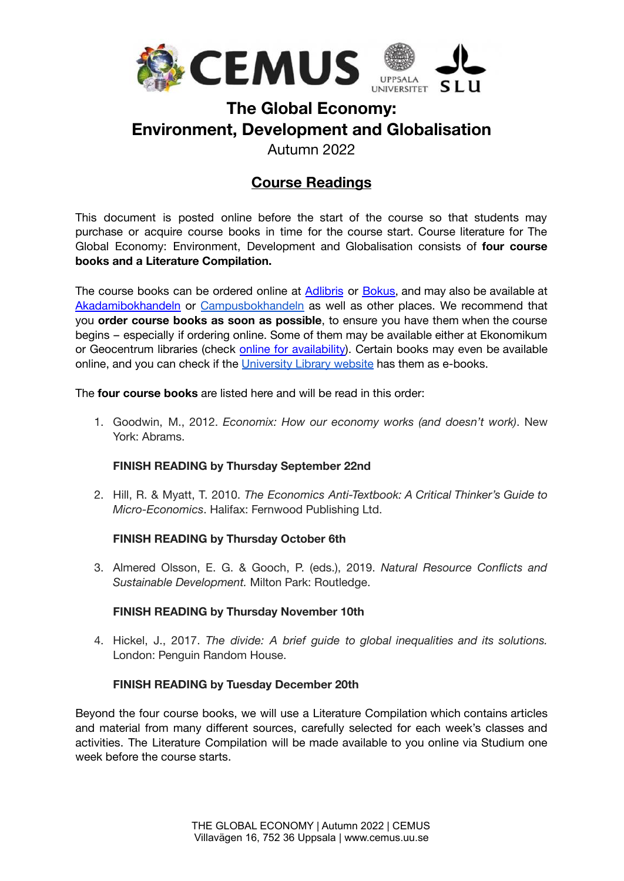# The Global Economy: Environment, Development and Globalisation

Autumn 2022

## Course Readings

This document is posted online before the start of the course so that students may purchase or acquire course books in time for the course start. Course literature for The Global Economy: Environment, Development and Globalisation consists of **four course books and a Literature Compilation.**

The course books can be ordered online at Adlibris or Bokus, and may also be available at Akadamibokhandeln or Campusbokhandeln as well as other places. We recommend that you **order course books as soon as possible**, to ensure you have them when the course begins – especially if ordering online. Some of them may be available either at Ekonomikum or Geocentrum libraries (check online for availability). Certain books may even be available online, and you can check if the University Library website has them as e-books.

The **four course books** are listed here and will be read in this order:

1. Goodwin, M., 2012. *Economix: How our economy works (and doesn't work)*. New York: Abrams.

   **FINISH READING by Thursday September 22nd**

2. Hill, R. & Myatt, T. 2010. *The Economics Anti-Textbook: A Critical Thinker's Guide to Micro-Economics*. Halifax: Fernwood Publishing Ltd.

   **FINISH READING by Thursday October 6th**

3. Almered Olsson, E. G. & Gooch, P. (eds.), 2019. *Natural Resource Conflicts and Sustainable Development.* Milton Park: Routledge.

   **FINISH READING by Thursday November 10th**

4. Hickel, J., 2017. *The divide: A brief guide to global inequalities and its solutions.* London: Penguin Random House.

   **FINISH READING by Tuesday December 20th**

Beyond the four course books, we will use a Literature Compilation which contains articles and material from many different sources, carefully selected for each week's classes and activities. The Literature Compilation will be made available to you online via Studium one week before the course starts.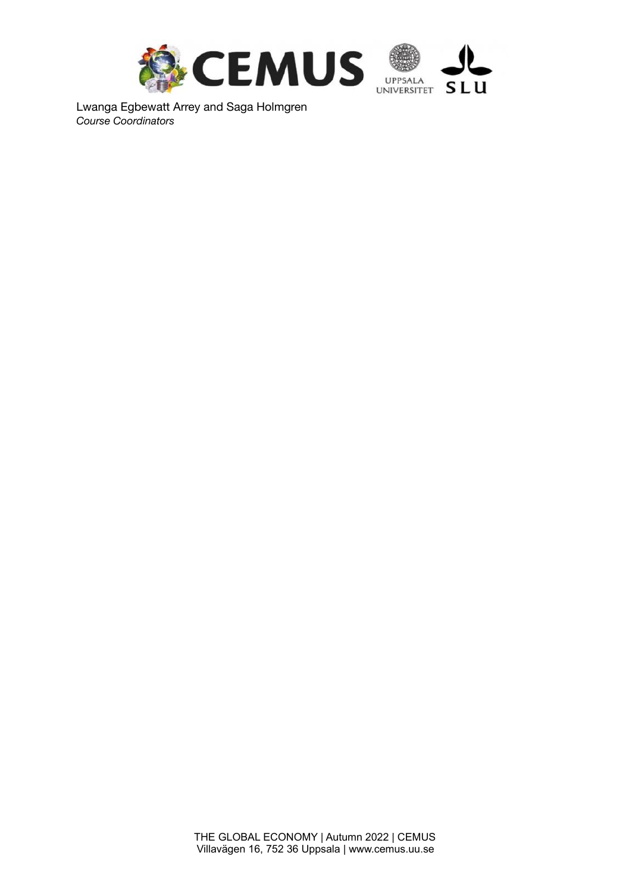Lwanga Egbewatt Arrey and Saga Holmgren
*Course Coordinators*